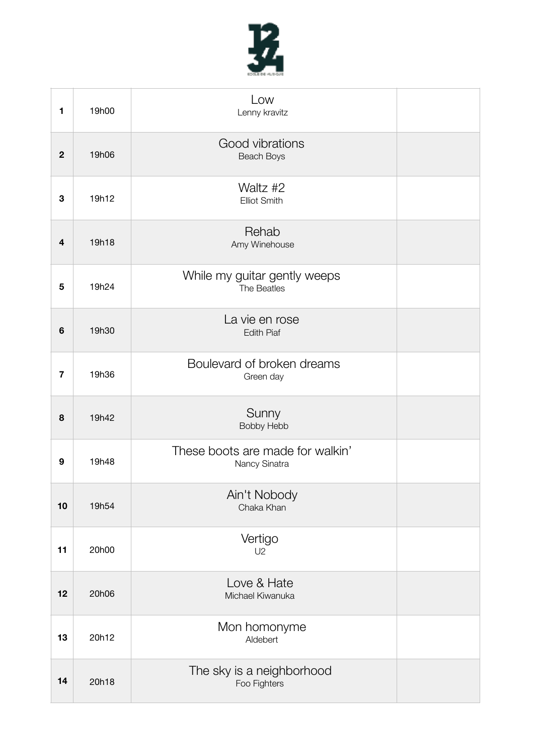| | | | |
|---|---|---|---|
| 1 | 19h00 | Low<br>Lenny kravitz | |
| 2 | 19h06 | Good vibrations<br>Beach Boys | |
| 3 | 19h12 | Waltz #2<br>Elliot Smith | |
| 4 | 19h18 | Rehab<br>Amy Winehouse | |
| 5 | 19h24 | While my guitar gently weeps<br>The Beatles | |
| 6 | 19h30 | La vie en rose<br>Edith Piaf | |
| 7 | 19h36 | Boulevard of broken dreams<br>Green day | |
| 8 | 19h42 | Sunny<br>Bobby Hebb | |
| 9 | 19h48 | These boots are made for walkin'<br>Nancy Sinatra | |
| 10 | 19h54 | Ain't Nobody<br>Chaka Khan | |
| 11 | 20h00 | Vertigo<br>U2 | |
| 12 | 20h06 | Love & Hate<br>Michael Kiwanuka | |
| 13 | 20h12 | Mon homonyme<br>Aldebert | |
| 14 | 20h18 | The sky is a neighborhood<br>Foo Fighters | |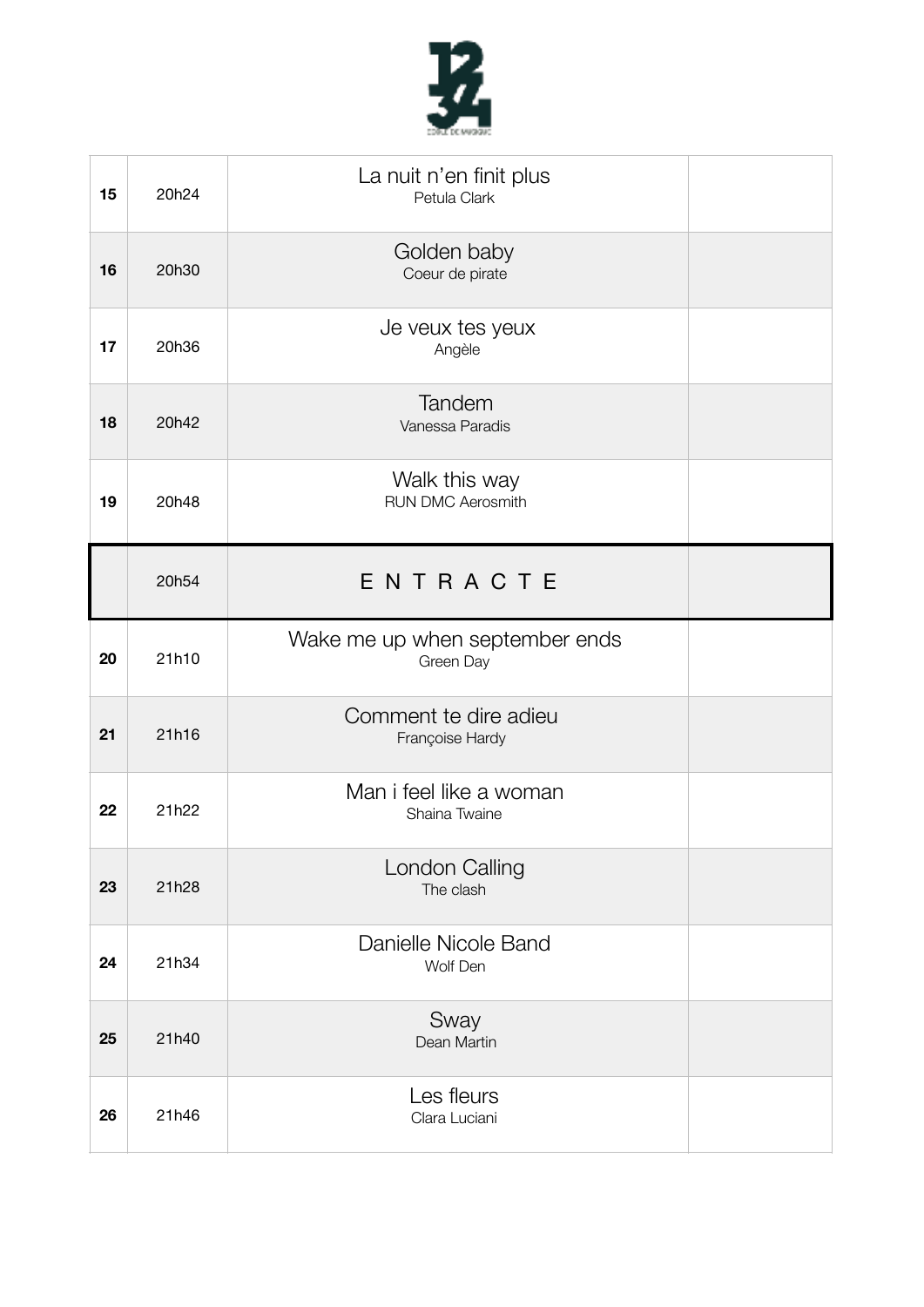| | | | |
|---|---|---|---|
| **15** | 20h24 | La nuit n'en finit plus<br>Petula Clark | |
| **16** | 20h30 | Golden baby<br>Coeur de pirate | |
| **17** | 20h36 | Je veux tes yeux<br>Angèle | |
| **18** | 20h42 | Tandem<br>Vanessa Paradis | |
| **19** | 20h48 | Walk this way<br>RUN DMC Aerosmith | |
| | 20h54 | E N T R A C T E | |
| **20** | 21h10 | Wake me up when september ends<br>Green Day | |
| **21** | 21h16 | Comment te dire adieu<br>Françoise Hardy | |
| **22** | 21h22 | Man i feel like a woman<br>Shaina Twaine | |
| **23** | 21h28 | London Calling<br>The clash | |
| **24** | 21h34 | Danielle Nicole Band<br>Wolf Den | |
| **25** | 21h40 | Sway<br>Dean Martin | |
| **26** | 21h46 | Les fleurs<br>Clara Luciani | |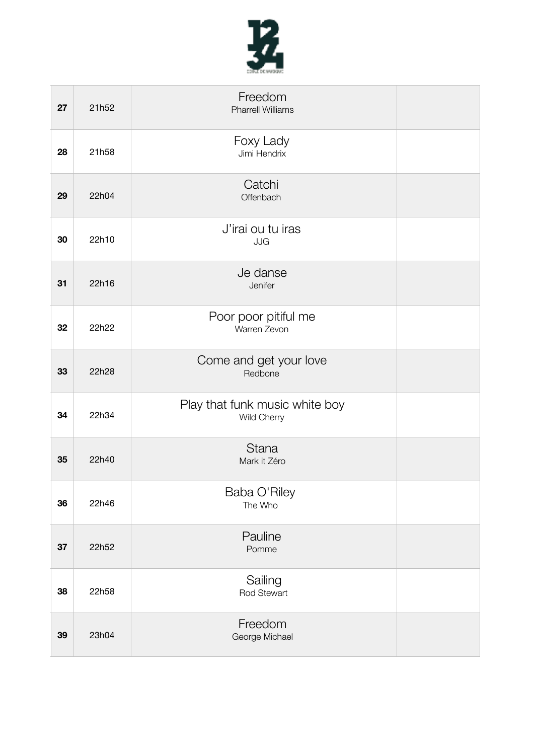| | | | |
|---|---|---|---|
| **27** | 21h52 | Freedom<br>Pharrell Williams | |
| **28** | 21h58 | Foxy Lady<br>Jimi Hendrix | |
| **29** | 22h04 | Catchi<br>Offenbach | |
| **30** | 22h10 | J’irai ou tu iras<br>JJG | |
| **31** | 22h16 | Je danse<br>Jenifer | |
| **32** | 22h22 | Poor poor pitiful me<br>Warren Zevon | |
| **33** | 22h28 | Come and get your love<br>Redbone | |
| **34** | 22h34 | Play that funk music white boy<br>Wild Cherry | |
| **35** | 22h40 | Stana<br>Mark it Zéro | |
| **36** | 22h46 | Baba O'Riley<br>The Who | |
| **37** | 22h52 | Pauline<br>Pomme | |
| **38** | 22h58 | Sailing<br>Rod Stewart | |
| **39** | 23h04 | Freedom<br>George Michael | |